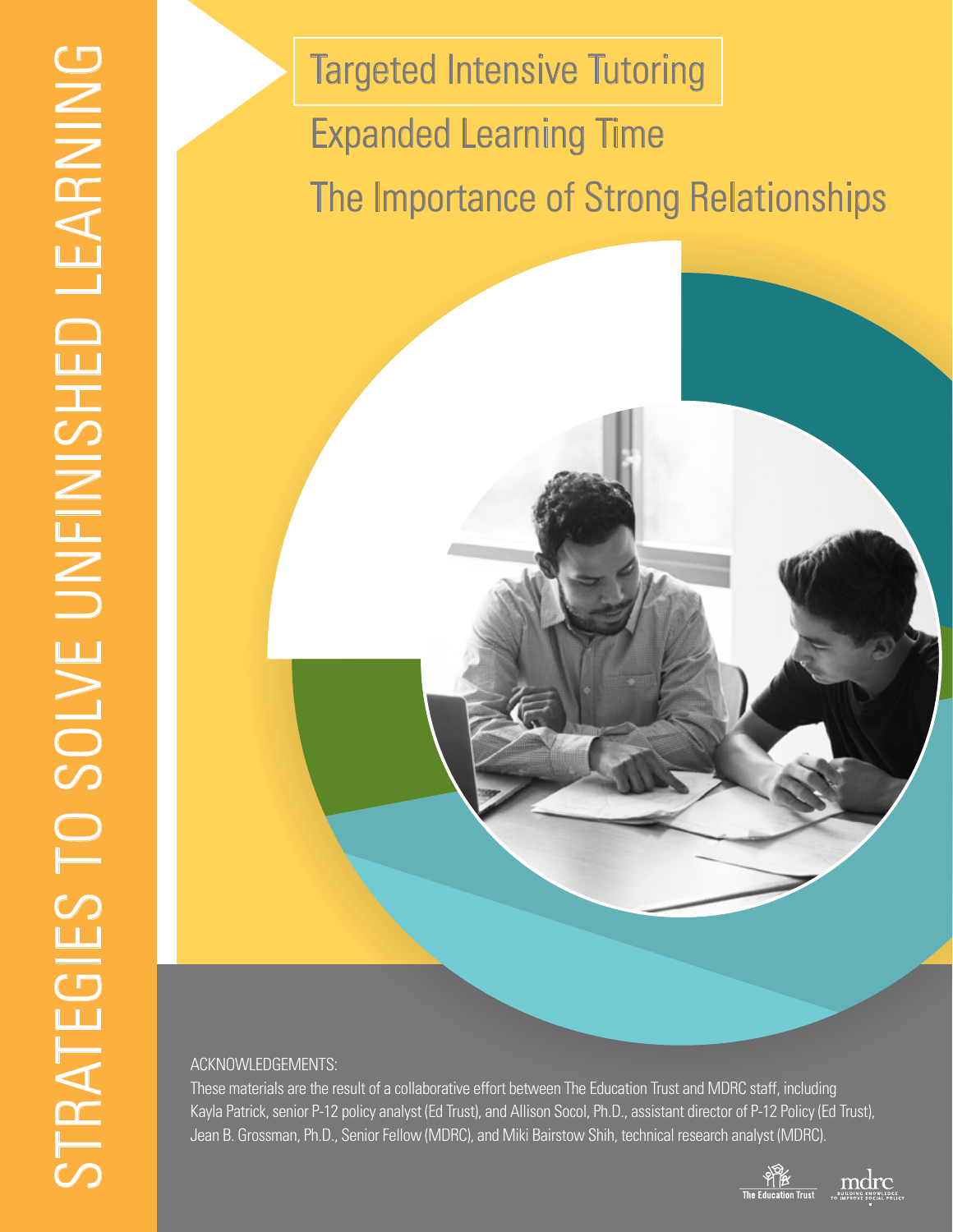# STRATEGIES TO SOLVE UNFINISHED LEARNING

## Targeted Intensive Tutoring

## Expanded Learning Time

## The Importance of Strong Relationships

ACKNOWLEDGEMENTS:

These materials are the result of a collaborative effort between The Education Trust and MDRC staff, including Kayla Patrick, senior P-12 policy analyst (Ed Trust), and Allison Socol, Ph.D., assistant director of P-12 Policy (Ed Trust), Jean B. Grossman, Ph.D., Senior Fellow (MDRC), and Miki Bairstow Shih, technical research analyst (MDRC).

The Education Trust

mdrc BUILDING KNOWLEDGE TO IMPROVE SOCIAL POLICY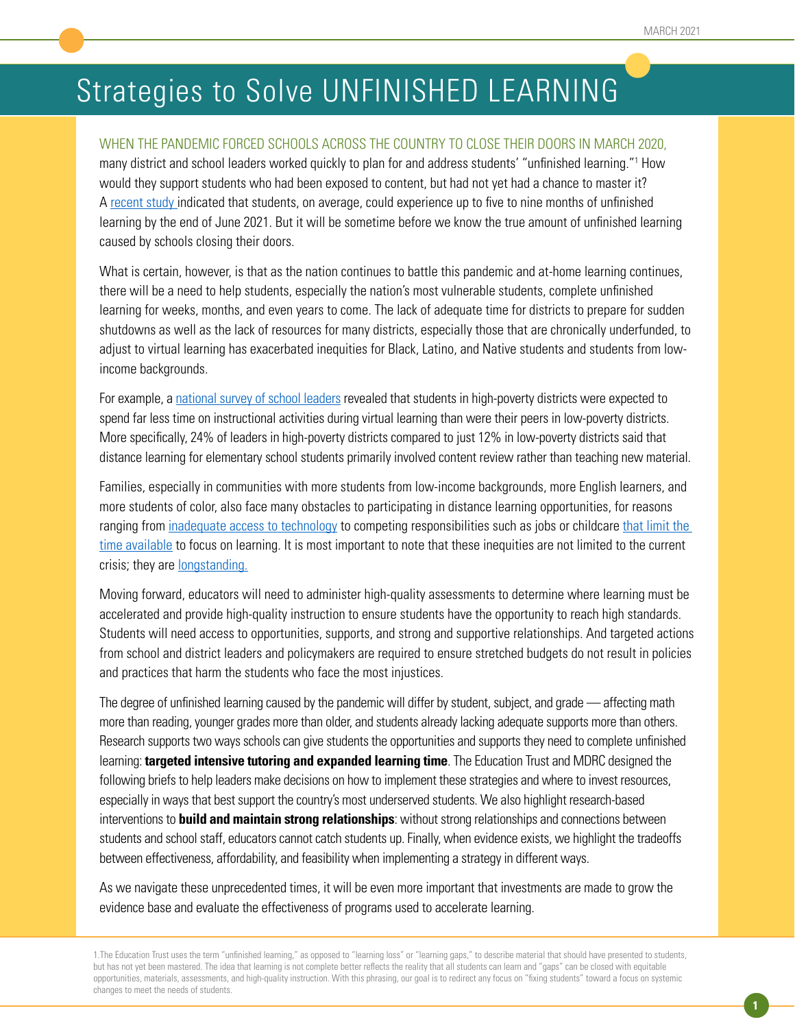# Strategies to Solve UNFINISHED LEARNING

WHEN THE PANDEMIC FORCED SCHOOLS ACROSS THE COUNTRY TO CLOSE THEIR DOORS IN MARCH 2020, many district and school leaders worked quickly to plan for and address students' "unfinished learning."[1] How would they support students who had been exposed to content, but had not yet had a chance to master it? A recent study indicated that students, on average, could experience up to five to nine months of unfinished learning by the end of June 2021. But it will be sometime before we know the true amount of unfinished learning caused by schools closing their doors.

What is certain, however, is that as the nation continues to battle this pandemic and at-home learning continues, there will be a need to help students, especially the nation's most vulnerable students, complete unfinished learning for weeks, months, and even years to come. The lack of adequate time for districts to prepare for sudden shutdowns as well as the lack of resources for many districts, especially those that are chronically underfunded, to adjust to virtual learning has exacerbated inequities for Black, Latino, and Native students and students from low-income backgrounds.

For example, a national survey of school leaders revealed that students in high-poverty districts were expected to spend far less time on instructional activities during virtual learning than were their peers in low-poverty districts. More specifically, 24% of leaders in high-poverty districts compared to just 12% in low-poverty districts said that distance learning for elementary school students primarily involved content review rather than teaching new material.

Families, especially in communities with more students from low-income backgrounds, more English learners, and more students of color, also face many obstacles to participating in distance learning opportunities, for reasons ranging from inadequate access to technology to competing responsibilities such as jobs or childcare that limit the time available to focus on learning. It is most important to note that these inequities are not limited to the current crisis; they are longstanding.

Moving forward, educators will need to administer high-quality assessments to determine where learning must be accelerated and provide high-quality instruction to ensure students have the opportunity to reach high standards. Students will need access to opportunities, supports, and strong and supportive relationships. And targeted actions from school and district leaders and policymakers are required to ensure stretched budgets do not result in policies and practices that harm the students who face the most injustices.

The degree of unfinished learning caused by the pandemic will differ by student, subject, and grade — affecting math more than reading, younger grades more than older, and students already lacking adequate supports more than others. Research supports two ways schools can give students the opportunities and supports they need to complete unfinished learning: **targeted intensive tutoring and expanded learning time**. The Education Trust and MDRC designed the following briefs to help leaders make decisions on how to implement these strategies and where to invest resources, especially in ways that best support the country's most underserved students. We also highlight research-based interventions to **build and maintain strong relationships**: without strong relationships and connections between students and school staff, educators cannot catch students up. Finally, when evidence exists, we highlight the tradeoffs between effectiveness, affordability, and feasibility when implementing a strategy in different ways.

As we navigate these unprecedented times, it will be even more important that investments are made to grow the evidence base and evaluate the effectiveness of programs used to accelerate learning.

1.The Education Trust uses the term "unfinished learning," as opposed to "learning loss" or "learning gaps," to describe material that should have presented to students, but has not yet been mastered. The idea that learning is not complete better reflects the reality that all students can learn and "gaps" can be closed with equitable opportunities, materials, assessments, and high-quality instruction. With this phrasing, our goal is to redirect any focus on "fixing students" toward a focus on systemic changes to meet the needs of students.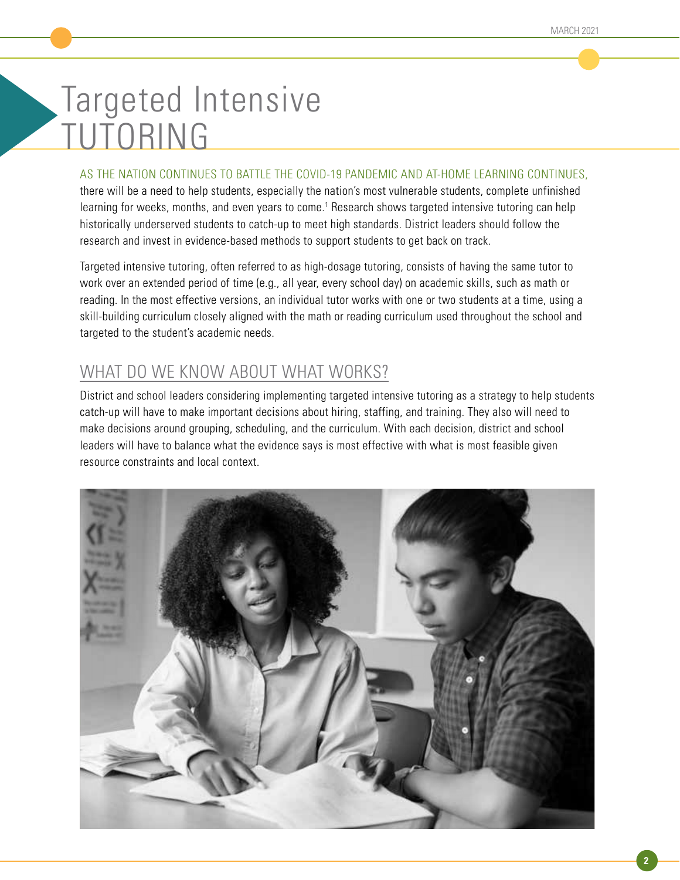# Targeted Intensive TUTORING

AS THE NATION CONTINUES TO BATTLE THE COVID-19 PANDEMIC AND AT-HOME LEARNING CONTINUES, there will be a need to help students, especially the nation's most vulnerable students, complete unfinished learning for weeks, months, and even years to come.[1] Research shows targeted intensive tutoring can help historically underserved students to catch-up to meet high standards. District leaders should follow the research and invest in evidence-based methods to support students to get back on track.

Targeted intensive tutoring, often referred to as high-dosage tutoring, consists of having the same tutor to work over an extended period of time (e.g., all year, every school day) on academic skills, such as math or reading. In the most effective versions, an individual tutor works with one or two students at a time, using a skill-building curriculum closely aligned with the math or reading curriculum used throughout the school and targeted to the student's academic needs.

## WHAT DO WE KNOW ABOUT WHAT WORKS?

District and school leaders considering implementing targeted intensive tutoring as a strategy to help students catch-up will have to make important decisions about hiring, staffing, and training. They also will need to make decisions around grouping, scheduling, and the curriculum. With each decision, district and school leaders will have to balance what the evidence says is most effective with what is most feasible given resource constraints and local context.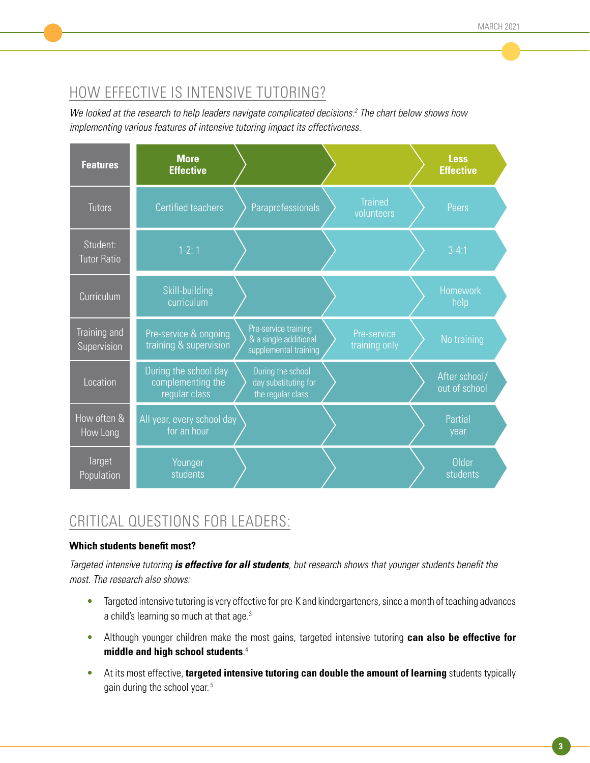## HOW EFFECTIVE IS INTENSIVE TUTORING?

*We looked at the research to help leaders navigate complicated decisions.[2] The chart below shows how implementing various features of intensive tutoring impact its effectiveness.*

| Features | More Effective | | | Less Effective |
|---|---|---|---|---|
| Tutors | Certified teachers | Paraprofessionals | Trained volunteers | Peers |
| Student: Tutor Ratio | 1-2: 1 | | | 3-4:1 |
| Curriculum | Skill-building curriculum | | | Homework help |
| Training and Supervision | Pre-service & ongoing training & supervision | Pre-service training & a single additional supplemental training | Pre-service training only | No training |
| Location | During the school day complementing the regular class | During the school day substituting for the regular class | | After school/ out of school |
| How often & How Long | All year, every school day for an hour | | | Partial year |
| Target Population | Younger students | | | Older students |

## CRITICAL QUESTIONS FOR LEADERS:

**Which students benefit most?**

*Targeted intensive tutoring **is effective for all students**, but research shows that younger students benefit the most. The research also shows:*

- Targeted intensive tutoring is very effective for pre-K and kindergarteners, since a month of teaching advances a child's learning so much at that age.[3]
- Although younger children make the most gains, targeted intensive tutoring **can also be effective for middle and high school students**.[4]
- At its most effective, **targeted intensive tutoring can double the amount of learning** students typically gain during the school year.[5]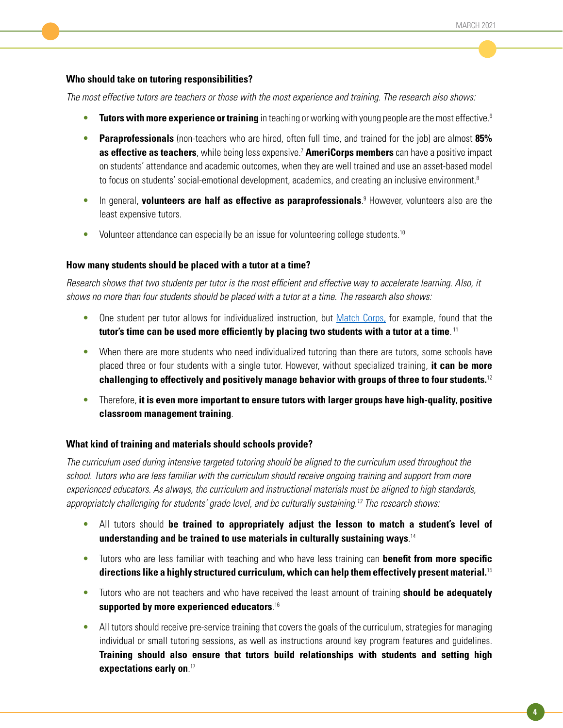### Who should take on tutoring responsibilities?

*The most effective tutors are teachers or those with the most experience and training. The research also shows:*

- **Tutors with more experience or training** in teaching or working with young people are the most effective.[6]
- **Paraprofessionals** (non-teachers who are hired, often full time, and trained for the job) are almost **85% as effective as teachers**, while being less expensive.[7] **AmeriCorps members** can have a positive impact on students' attendance and academic outcomes, when they are well trained and use an asset-based model to focus on students' social-emotional development, academics, and creating an inclusive environment.[8]
- In general, **volunteers are half as effective as paraprofessionals**.[9] However, volunteers also are the least expensive tutors.
- Volunteer attendance can especially be an issue for volunteering college students.[10]

### How many students should be placed with a tutor at a time?

*Research shows that two students per tutor is the most efficient and effective way to accelerate learning. Also, it shows no more than four students should be placed with a tutor at a time. The research also shows:*

- One student per tutor allows for individualized instruction, but Match Corps, for example, found that the **tutor's time can be used more efficiently by placing two students with a tutor at a time**.[11]
- When there are more students who need individualized tutoring than there are tutors, some schools have placed three or four students with a single tutor. However, without specialized training, **it can be more challenging to effectively and positively manage behavior with groups of three to four students.**[12]
- Therefore, **it is even more important to ensure tutors with larger groups have high-quality, positive classroom management training**.

### What kind of training and materials should schools provide?

*The curriculum used during intensive targeted tutoring should be aligned to the curriculum used throughout the school. Tutors who are less familiar with the curriculum should receive ongoing training and support from more experienced educators. As always, the curriculum and instructional materials must be aligned to high standards, appropriately challenging for students' grade level, and be culturally sustaining.[13] The research shows:*

- All tutors should **be trained to appropriately adjust the lesson to match a student's level of understanding and be trained to use materials in culturally sustaining ways**.[14]
- Tutors who are less familiar with teaching and who have less training can **benefit from more specific directions like a highly structured curriculum, which can help them effectively present material.**[15]
- Tutors who are not teachers and who have received the least amount of training **should be adequately supported by more experienced educators**.[16]
- All tutors should receive pre-service training that covers the goals of the curriculum, strategies for managing individual or small tutoring sessions, as well as instructions around key program features and guidelines. **Training should also ensure that tutors build relationships with students and setting high expectations early on**.[17]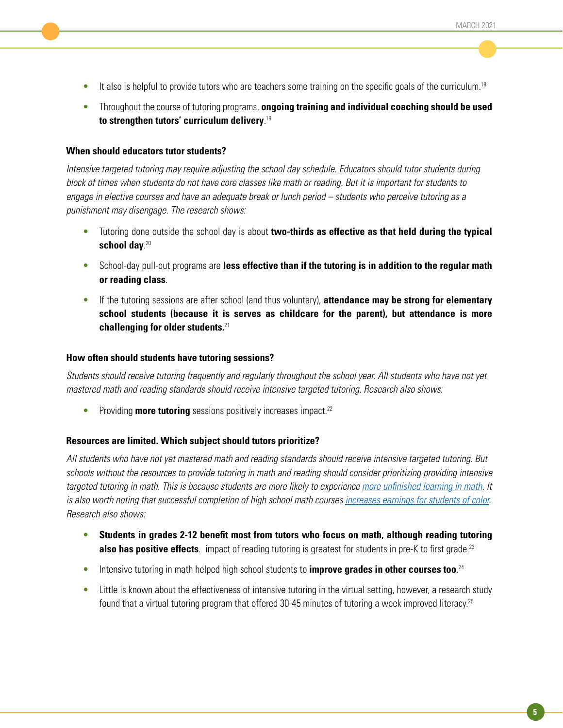- It also is helpful to provide tutors who are teachers some training on the specific goals of the curriculum.[18]
- Throughout the course of tutoring programs, **ongoing training and individual coaching should be used to strengthen tutors' curriculum delivery**.[19]

### When should educators tutor students?

*Intensive targeted tutoring may require adjusting the school day schedule. Educators should tutor students during block of times when students do not have core classes like math or reading. But it is important for students to engage in elective courses and have an adequate break or lunch period – students who perceive tutoring as a punishment may disengage. The research shows:*

- Tutoring done outside the school day is about **two-thirds as effective as that held during the typical school day**.[20]
- School-day pull-out programs are **less effective than if the tutoring is in addition to the regular math or reading class**.
- If the tutoring sessions are after school (and thus voluntary), **attendance may be strong for elementary school students (because it is serves as childcare for the parent), but attendance is more challenging for older students.**[21]

### How often should students have tutoring sessions?

*Students should receive tutoring frequently and regularly throughout the school year. All students who have not yet mastered math and reading standards should receive intensive targeted tutoring. Research also shows:*

- Providing **more tutoring** sessions positively increases impact.[22]

### Resources are limited. Which subject should tutors prioritize?

*All students who have not yet mastered math and reading standards should receive intensive targeted tutoring. But schools without the resources to provide tutoring in math and reading should consider prioritizing providing intensive targeted tutoring in math. This is because students are more likely to experience [more unfinished learning in math](). It is also worth noting that successful completion of high school math courses [increases earnings for students of color](). Research also shows:*

- **Students in grades 2-12 benefit most from tutors who focus on math, although reading tutoring also has positive effects**. impact of reading tutoring is greatest for students in pre-K to first grade.[23]
- Intensive tutoring in math helped high school students to **improve grades in other courses too**.[24]
- Little is known about the effectiveness of intensive tutoring in the virtual setting, however, a research study found that a virtual tutoring program that offered 30-45 minutes of tutoring a week improved literacy.[25]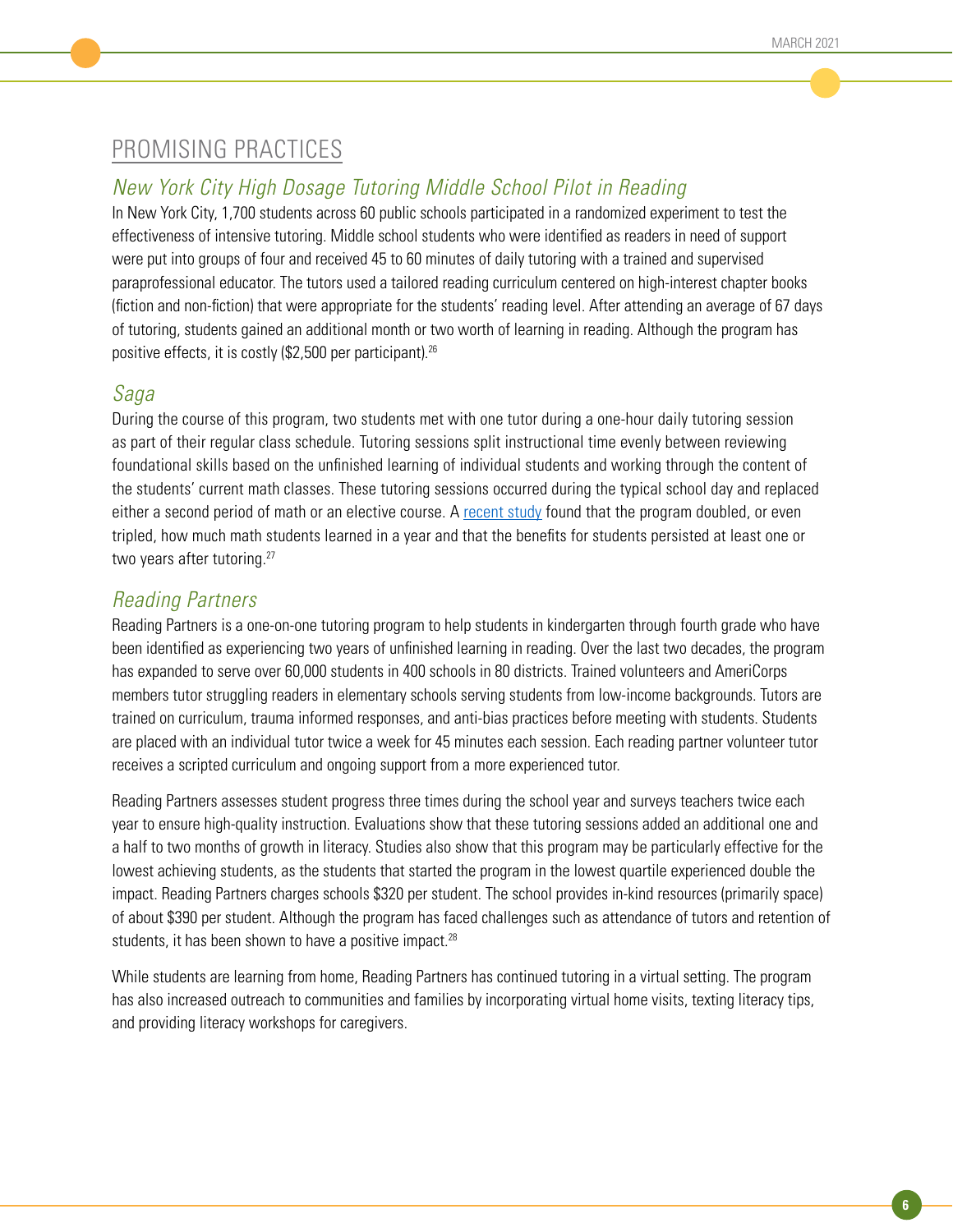## PROMISING PRACTICES

### *New York City High Dosage Tutoring Middle School Pilot in Reading*

In New York City, 1,700 students across 60 public schools participated in a randomized experiment to test the effectiveness of intensive tutoring. Middle school students who were identified as readers in need of support were put into groups of four and received 45 to 60 minutes of daily tutoring with a trained and supervised paraprofessional educator. The tutors used a tailored reading curriculum centered on high-interest chapter books (fiction and non-fiction) that were appropriate for the students' reading level. After attending an average of 67 days of tutoring, students gained an additional month or two worth of learning in reading. Although the program has positive effects, it is costly ($2,500 per participant).[26]

### *Saga*

During the course of this program, two students met with one tutor during a one-hour daily tutoring session as part of their regular class schedule. Tutoring sessions split instructional time evenly between reviewing foundational skills based on the unfinished learning of individual students and working through the content of the students' current math classes. These tutoring sessions occurred during the typical school day and replaced either a second period of math or an elective course. A recent study found that the program doubled, or even tripled, how much math students learned in a year and that the benefits for students persisted at least one or two years after tutoring.[27]

### *Reading Partners*

Reading Partners is a one-on-one tutoring program to help students in kindergarten through fourth grade who have been identified as experiencing two years of unfinished learning in reading. Over the last two decades, the program has expanded to serve over 60,000 students in 400 schools in 80 districts. Trained volunteers and AmeriCorps members tutor struggling readers in elementary schools serving students from low-income backgrounds. Tutors are trained on curriculum, trauma informed responses, and anti-bias practices before meeting with students. Students are placed with an individual tutor twice a week for 45 minutes each session. Each reading partner volunteer tutor receives a scripted curriculum and ongoing support from a more experienced tutor.

Reading Partners assesses student progress three times during the school year and surveys teachers twice each year to ensure high-quality instruction. Evaluations show that these tutoring sessions added an additional one and a half to two months of growth in literacy. Studies also show that this program may be particularly effective for the lowest achieving students, as the students that started the program in the lowest quartile experienced double the impact. Reading Partners charges schools $320 per student. The school provides in-kind resources (primarily space) of about $390 per student. Although the program has faced challenges such as attendance of tutors and retention of students, it has been shown to have a positive impact.[28]

While students are learning from home, Reading Partners has continued tutoring in a virtual setting. The program has also increased outreach to communities and families by incorporating virtual home visits, texting literacy tips, and providing literacy workshops for caregivers.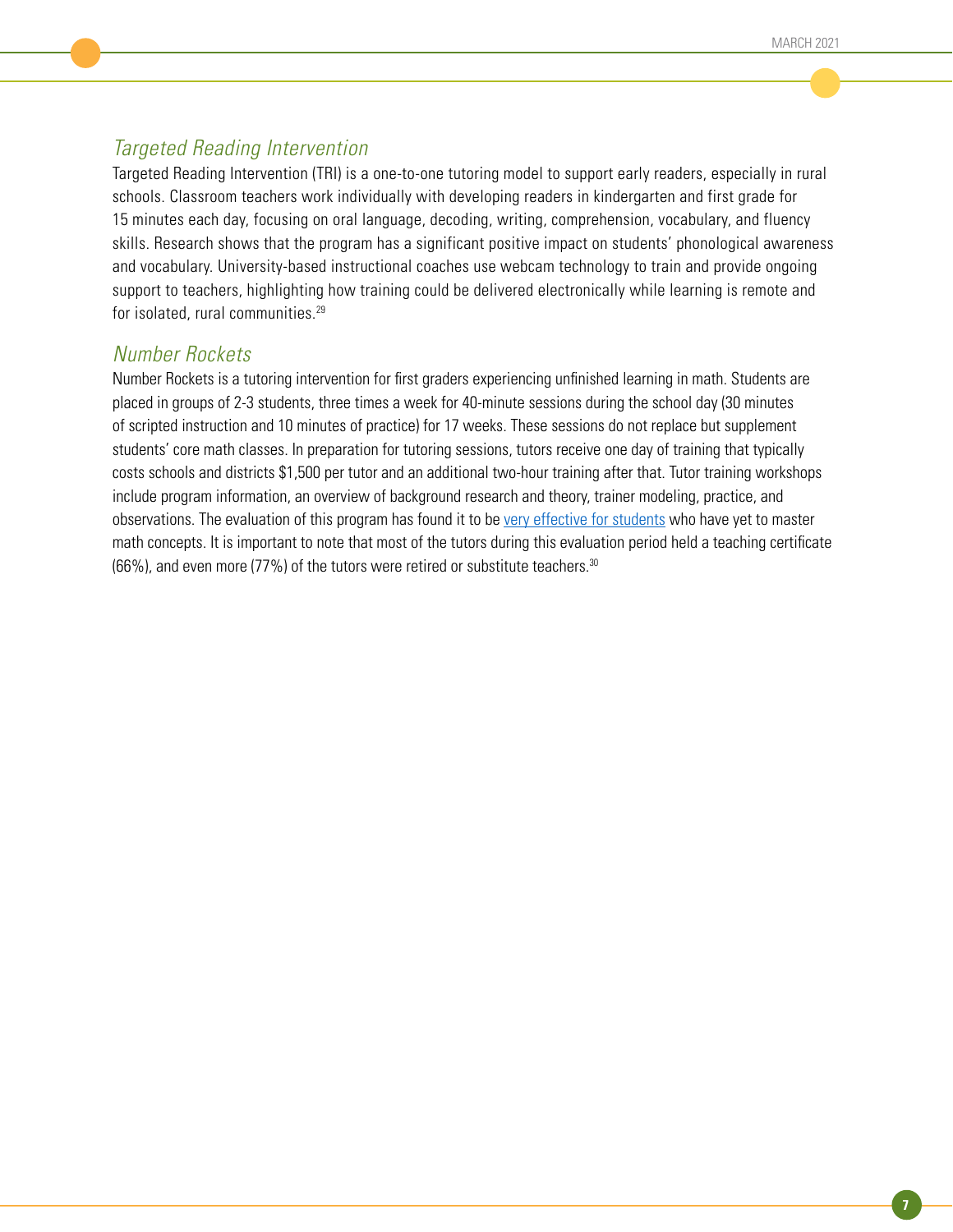### *Targeted Reading Intervention*

Targeted Reading Intervention (TRI) is a one-to-one tutoring model to support early readers, especially in rural schools. Classroom teachers work individually with developing readers in kindergarten and first grade for 15 minutes each day, focusing on oral language, decoding, writing, comprehension, vocabulary, and fluency skills. Research shows that the program has a significant positive impact on students' phonological awareness and vocabulary. University-based instructional coaches use webcam technology to train and provide ongoing support to teachers, highlighting how training could be delivered electronically while learning is remote and for isolated, rural communities.[29]

### *Number Rockets*

Number Rockets is a tutoring intervention for first graders experiencing unfinished learning in math. Students are placed in groups of 2-3 students, three times a week for 40-minute sessions during the school day (30 minutes of scripted instruction and 10 minutes of practice) for 17 weeks. These sessions do not replace but supplement students' core math classes. In preparation for tutoring sessions, tutors receive one day of training that typically costs schools and districts $1,500 per tutor and an additional two-hour training after that. Tutor training workshops include program information, an overview of background research and theory, trainer modeling, practice, and observations. The evaluation of this program has found it to be very effective for students who have yet to master math concepts. It is important to note that most of the tutors during this evaluation period held a teaching certificate (66%), and even more (77%) of the tutors were retired or substitute teachers.[30]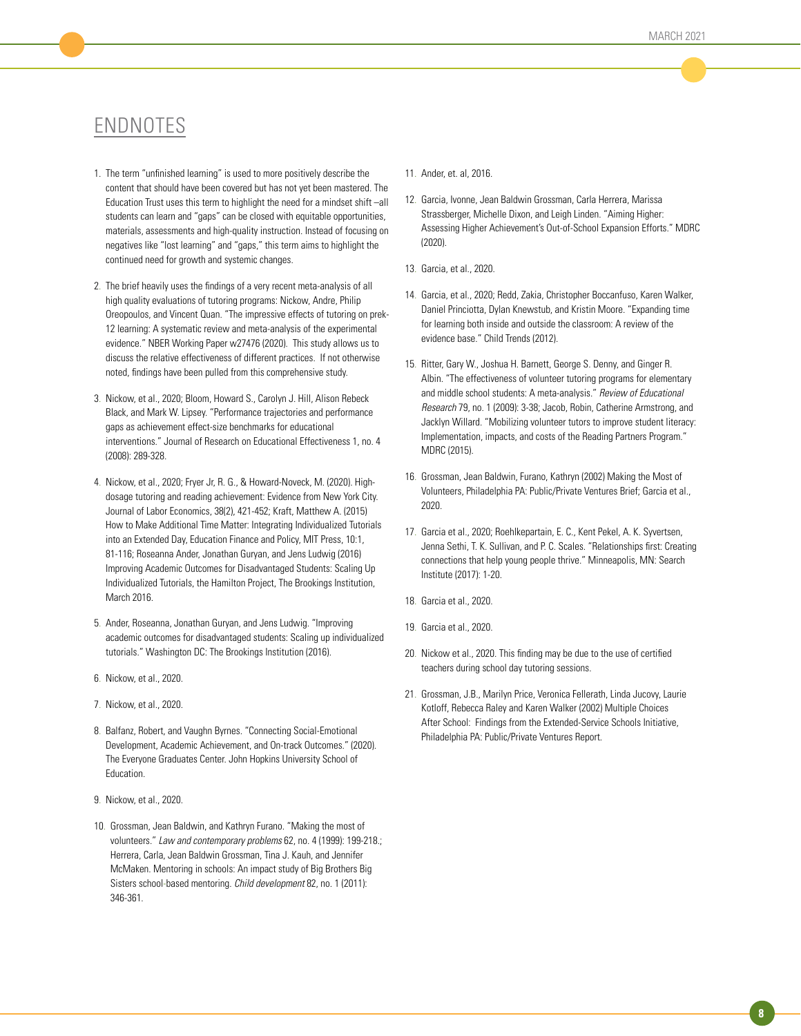# ENDNOTES

1. The term "unfinished learning" is used to more positively describe the content that should have been covered but has not yet been mastered. The Education Trust uses this term to highlight the need for a mindset shift –all students can learn and "gaps" can be closed with equitable opportunities, materials, assessments and high-quality instruction. Instead of focusing on negatives like "lost learning" and "gaps," this term aims to highlight the continued need for growth and systemic changes.

2. The brief heavily uses the findings of a very recent meta-analysis of all high quality evaluations of tutoring programs: Nickow, Andre, Philip Oreopoulos, and Vincent Quan. "The impressive effects of tutoring on prek-12 learning: A systematic review and meta-analysis of the experimental evidence." NBER Working Paper w27476 (2020). This study allows us to discuss the relative effectiveness of different practices. If not otherwise noted, findings have been pulled from this comprehensive study.

3. Nickow, et al., 2020; Bloom, Howard S., Carolyn J. Hill, Alison Rebeck Black, and Mark W. Lipsey. "Performance trajectories and performance gaps as achievement effect-size benchmarks for educational interventions." Journal of Research on Educational Effectiveness 1, no. 4 (2008): 289-328.

4. Nickow, et al., 2020; Fryer Jr, R. G., & Howard-Noveck, M. (2020). High-dosage tutoring and reading achievement: Evidence from New York City. Journal of Labor Economics, 38(2), 421-452; Kraft, Matthew A. (2015) How to Make Additional Time Matter: Integrating Individualized Tutorials into an Extended Day, Education Finance and Policy, MIT Press, 10:1, 81-116; Roseanna Ander, Jonathan Guryan, and Jens Ludwig (2016) Improving Academic Outcomes for Disadvantaged Students: Scaling Up Individualized Tutorials, the Hamilton Project, The Brookings Institution, March 2016.

5. Ander, Roseanna, Jonathan Guryan, and Jens Ludwig. "Improving academic outcomes for disadvantaged students: Scaling up individualized tutorials." Washington DC: The Brookings Institution (2016).

6. Nickow, et al., 2020.

7. Nickow, et al., 2020.

8. Balfanz, Robert, and Vaughn Byrnes. "Connecting Social-Emotional Development, Academic Achievement, and On-track Outcomes." (2020). The Everyone Graduates Center. John Hopkins University School of Education.

9. Nickow, et al., 2020.

10. Grossman, Jean Baldwin, and Kathryn Furano. "Making the most of volunteers." *Law and contemporary problems* 62, no. 4 (1999): 199-218.; Herrera, Carla, Jean Baldwin Grossman, Tina J. Kauh, and Jennifer McMaken. Mentoring in schools: An impact study of Big Brothers Big Sisters school-based mentoring. *Child development* 82, no. 1 (2011): 346-361.

11. Ander, et. al, 2016.

12. Garcia, Ivonne, Jean Baldwin Grossman, Carla Herrera, Marissa Strassberger, Michelle Dixon, and Leigh Linden. "Aiming Higher: Assessing Higher Achievement's Out-of-School Expansion Efforts." MDRC (2020).

13. Garcia, et al., 2020.

14. Garcia, et al., 2020; Redd, Zakia, Christopher Boccanfuso, Karen Walker, Daniel Princiotta, Dylan Knewstub, and Kristin Moore. "Expanding time for learning both inside and outside the classroom: A review of the evidence base." Child Trends (2012).

15. Ritter, Gary W., Joshua H. Barnett, George S. Denny, and Ginger R. Albin. "The effectiveness of volunteer tutoring programs for elementary and middle school students: A meta-analysis." *Review of Educational Research* 79, no. 1 (2009): 3-38; Jacob, Robin, Catherine Armstrong, and Jacklyn Willard. "Mobilizing volunteer tutors to improve student literacy: Implementation, impacts, and costs of the Reading Partners Program." MDRC (2015).

16. Grossman, Jean Baldwin, Furano, Kathryn (2002) Making the Most of Volunteers, Philadelphia PA: Public/Private Ventures Brief; Garcia et al., 2020.

17. Garcia et al., 2020; Roehlkepartain, E. C., Kent Pekel, A. K. Syvertsen, Jenna Sethi, T. K. Sullivan, and P. C. Scales. "Relationships first: Creating connections that help young people thrive." Minneapolis, MN: Search Institute (2017): 1-20.

18. Garcia et al., 2020.

19. Garcia et al., 2020.

20. Nickow et al., 2020. This finding may be due to the use of certified teachers during school day tutoring sessions.

21. Grossman, J.B., Marilyn Price, Veronica Fellerath, Linda Jucovy, Laurie Kotloff, Rebecca Raley and Karen Walker (2002) Multiple Choices After School: Findings from the Extended-Service Schools Initiative, Philadelphia PA: Public/Private Ventures Report.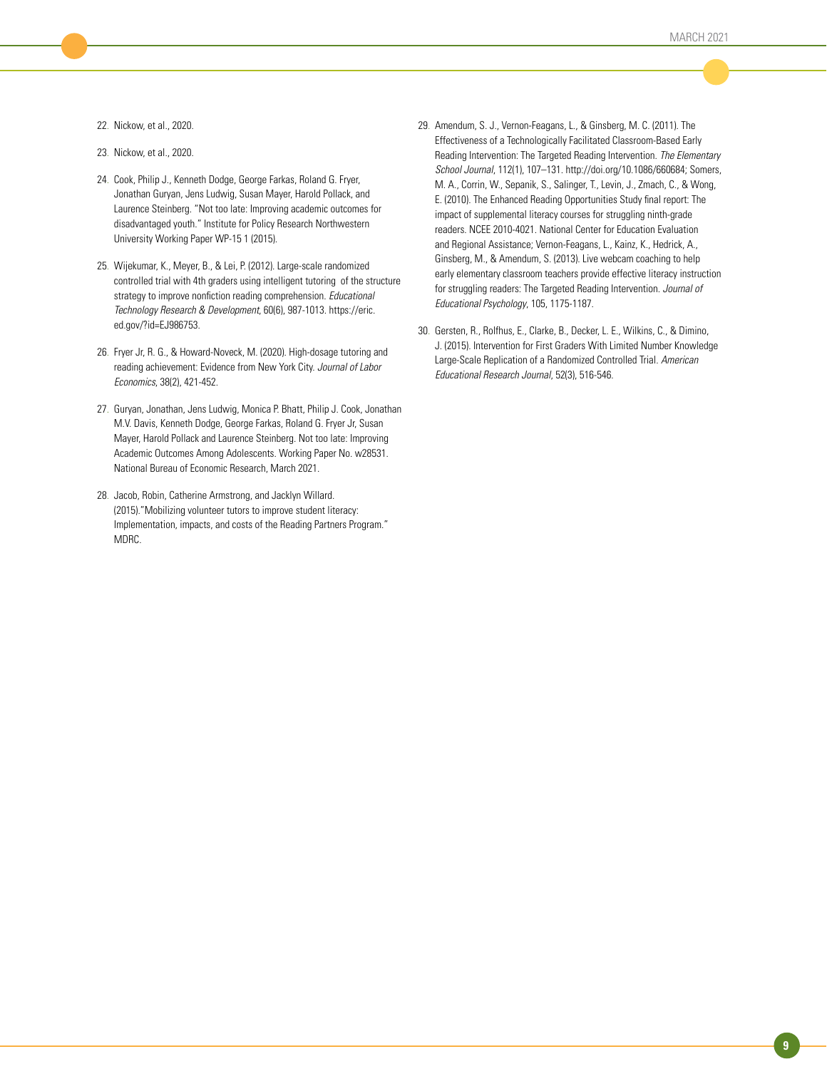22. Nickow, et al., 2020.

23. Nickow, et al., 2020.

24. Cook, Philip J., Kenneth Dodge, George Farkas, Roland G. Fryer, Jonathan Guryan, Jens Ludwig, Susan Mayer, Harold Pollack, and Laurence Steinberg. "Not too late: Improving academic outcomes for disadvantaged youth." Institute for Policy Research Northwestern University Working Paper WP-15 1 (2015).

25. Wijekumar, K., Meyer, B., & Lei, P. (2012). Large-scale randomized controlled trial with 4th graders using intelligent tutoring of the structure strategy to improve nonfiction reading comprehension. *Educational Technology Research & Development*, 60(6), 987-1013. https://eric.ed.gov/?id=EJ986753.

26. Fryer Jr, R. G., & Howard-Noveck, M. (2020). High-dosage tutoring and reading achievement: Evidence from New York City. *Journal of Labor Economics*, 38(2), 421-452.

27. Guryan, Jonathan, Jens Ludwig, Monica P. Bhatt, Philip J. Cook, Jonathan M.V. Davis, Kenneth Dodge, George Farkas, Roland G. Fryer Jr, Susan Mayer, Harold Pollack and Laurence Steinberg. Not too late: Improving Academic Outcomes Among Adolescents. Working Paper No. w28531. National Bureau of Economic Research, March 2021.

28. Jacob, Robin, Catherine Armstrong, and Jacklyn Willard. (2015)."Mobilizing volunteer tutors to improve student literacy: Implementation, impacts, and costs of the Reading Partners Program." MDRC.

29. Amendum, S. J., Vernon-Feagans, L., & Ginsberg, M. C. (2011). The Effectiveness of a Technologically Facilitated Classroom-Based Early Reading Intervention: The Targeted Reading Intervention. *The Elementary School Journal*, 112(1), 107–131. http://doi.org/10.1086/660684; Somers, M. A., Corrin, W., Sepanik, S., Salinger, T., Levin, J., Zmach, C., & Wong, E. (2010). The Enhanced Reading Opportunities Study final report: The impact of supplemental literacy courses for struggling ninth-grade readers. NCEE 2010-4021. National Center for Education Evaluation and Regional Assistance; Vernon-Feagans, L., Kainz, K., Hedrick, A., Ginsberg, M., & Amendum, S. (2013). Live webcam coaching to help early elementary classroom teachers provide effective literacy instruction for struggling readers: The Targeted Reading Intervention. *Journal of Educational Psychology*, 105, 1175-1187.

30. Gersten, R., Rolfhus, E., Clarke, B., Decker, L. E., Wilkins, C., & Dimino, J. (2015). Intervention for First Graders With Limited Number Knowledge Large-Scale Replication of a Randomized Controlled Trial. *American Educational Research Journal*, 52(3), 516-546.